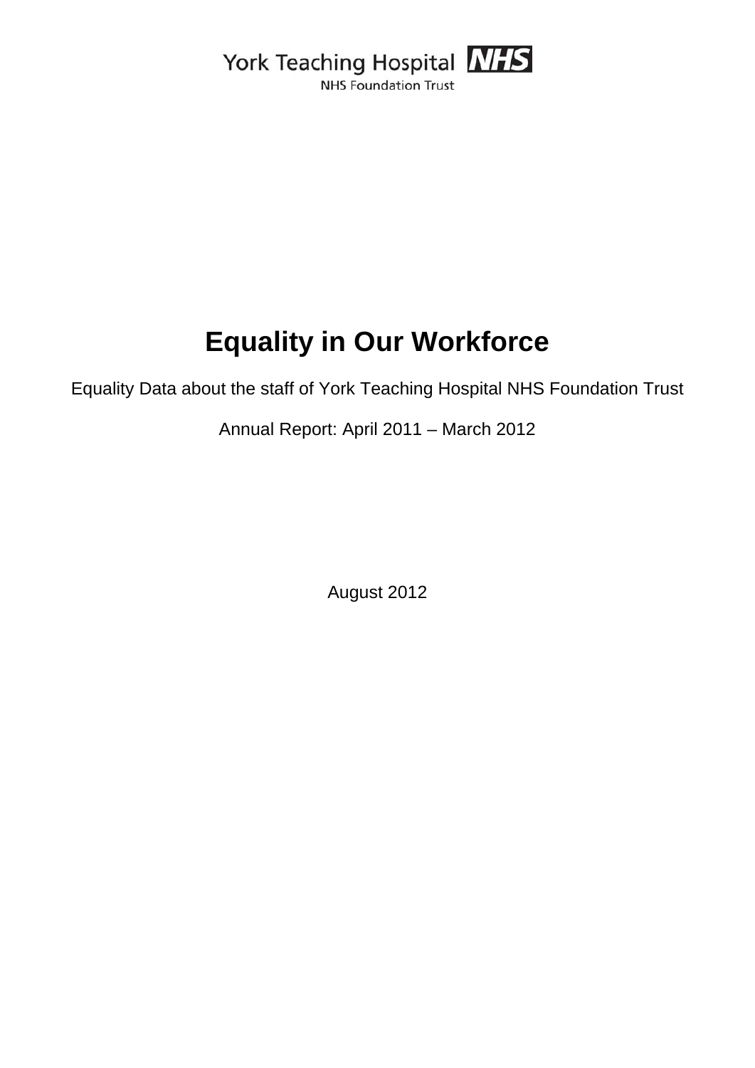York Teaching Hospital NHS

NHS Foundation Trust

# Equality in Our Workforce

Equality Data about the staff of York Teaching Hospital NHS Foundation Trust

Annual Report: April 2011 – March 2012

August 2012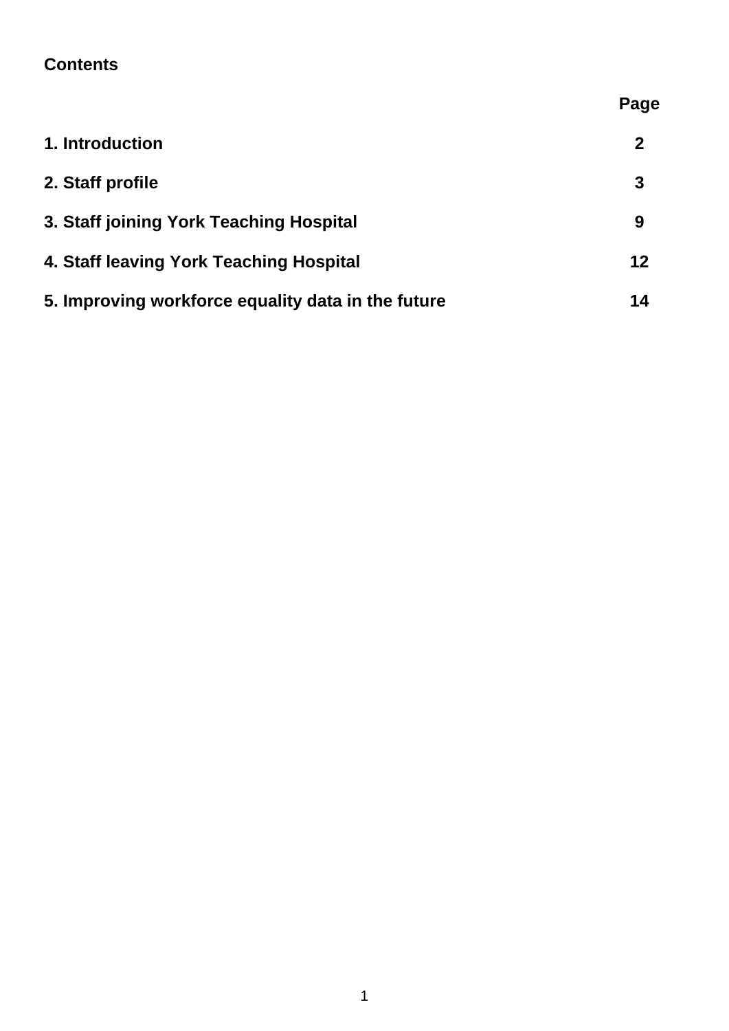**Contents**

| | Page |
|---|---|
| **1. Introduction** | **2** |
| **2. Staff profile** | **3** |
| **3. Staff joining York Teaching Hospital** | **9** |
| **4. Staff leaving York Teaching Hospital** | **12** |
| **5. Improving workforce equality data in the future** | **14** |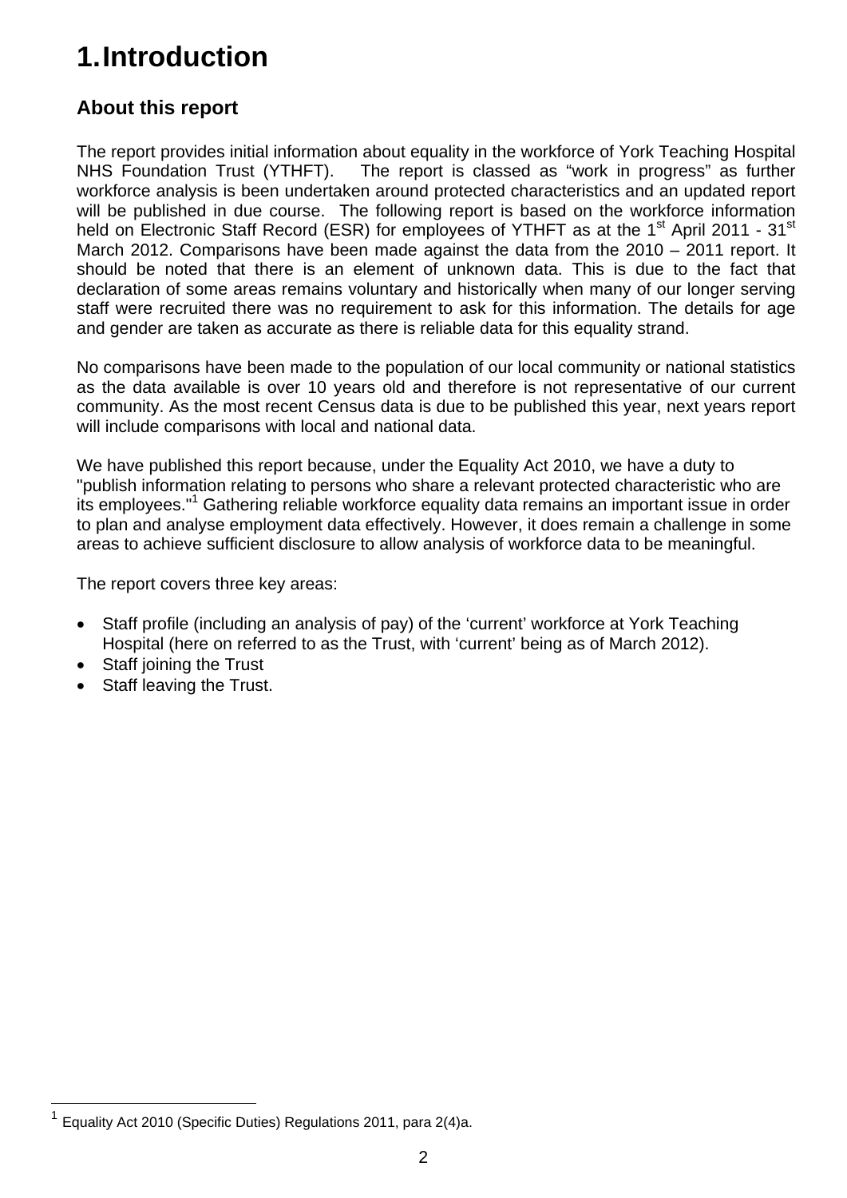# 1. Introduction

## About this report

The report provides initial information about equality in the workforce of York Teaching Hospital NHS Foundation Trust (YTHFT). The report is classed as "work in progress" as further workforce analysis is been undertaken around protected characteristics and an updated report will be published in due course. The following report is based on the workforce information held on Electronic Staff Record (ESR) for employees of YTHFT as at the 1st April 2011 - 31st March 2012. Comparisons have been made against the data from the 2010 – 2011 report. It should be noted that there is an element of unknown data. This is due to the fact that declaration of some areas remains voluntary and historically when many of our longer serving staff were recruited there was no requirement to ask for this information. The details for age and gender are taken as accurate as there is reliable data for this equality strand.

No comparisons have been made to the population of our local community or national statistics as the data available is over 10 years old and therefore is not representative of our current community. As the most recent Census data is due to be published this year, next years report will include comparisons with local and national data.

We have published this report because, under the Equality Act 2010, we have a duty to "publish information relating to persons who share a relevant protected characteristic who are its employees."[1] Gathering reliable workforce equality data remains an important issue in order to plan and analyse employment data effectively. However, it does remain a challenge in some areas to achieve sufficient disclosure to allow analysis of workforce data to be meaningful.

The report covers three key areas:

- Staff profile (including an analysis of pay) of the 'current' workforce at York Teaching Hospital (here on referred to as the Trust, with 'current' being as of March 2012).
- Staff joining the Trust
- Staff leaving the Trust.

[1] Equality Act 2010 (Specific Duties) Regulations 2011, para 2(4)a.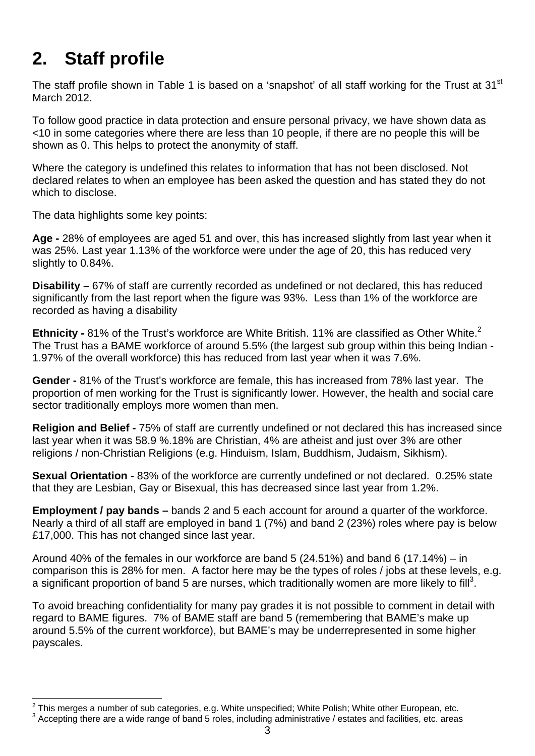# 2. Staff profile

The staff profile shown in Table 1 is based on a 'snapshot' of all staff working for the Trust at 31st March 2012.

To follow good practice in data protection and ensure personal privacy, we have shown data as <10 in some categories where there are less than 10 people, if there are no people this will be shown as 0. This helps to protect the anonymity of staff.

Where the category is undefined this relates to information that has not been disclosed. Not declared relates to when an employee has been asked the question and has stated they do not which to disclose.

The data highlights some key points:

**Age -** 28% of employees are aged 51 and over, this has increased slightly from last year when it was 25%. Last year 1.13% of the workforce were under the age of 20, this has reduced very slightly to 0.84%.

**Disability –** 67% of staff are currently recorded as undefined or not declared, this has reduced significantly from the last report when the figure was 93%. Less than 1% of the workforce are recorded as having a disability

**Ethnicity -** 81% of the Trust's workforce are White British. 11% are classified as Other White.[2] The Trust has a BAME workforce of around 5.5% (the largest sub group within this being Indian - 1.97% of the overall workforce) this has reduced from last year when it was 7.6%.

**Gender -** 81% of the Trust's workforce are female, this has increased from 78% last year. The proportion of men working for the Trust is significantly lower. However, the health and social care sector traditionally employs more women than men.

**Religion and Belief -** 75% of staff are currently undefined or not declared this has increased since last year when it was 58.9 %.18% are Christian, 4% are atheist and just over 3% are other religions / non-Christian Religions (e.g. Hinduism, Islam, Buddhism, Judaism, Sikhism).

**Sexual Orientation -** 83% of the workforce are currently undefined or not declared. 0.25% state that they are Lesbian, Gay or Bisexual, this has decreased since last year from 1.2%.

**Employment / pay bands –** bands 2 and 5 each account for around a quarter of the workforce. Nearly a third of all staff are employed in band 1 (7%) and band 2 (23%) roles where pay is below £17,000. This has not changed since last year.

Around 40% of the females in our workforce are band 5 (24.51%) and band 6 (17.14%) – in comparison this is 28% for men. A factor here may be the types of roles / jobs at these levels, e.g. a significant proportion of band 5 are nurses, which traditionally women are more likely to fill[3].

To avoid breaching confidentiality for many pay grades it is not possible to comment in detail with regard to BAME figures. 7% of BAME staff are band 5 (remembering that BAME's make up around 5.5% of the current workforce), but BAME's may be underrepresented in some higher payscales.

---

[2] This merges a number of sub categories, e.g. White unspecified; White Polish; White other European, etc.

[3] Accepting there are a wide range of band 5 roles, including administrative / estates and facilities, etc. areas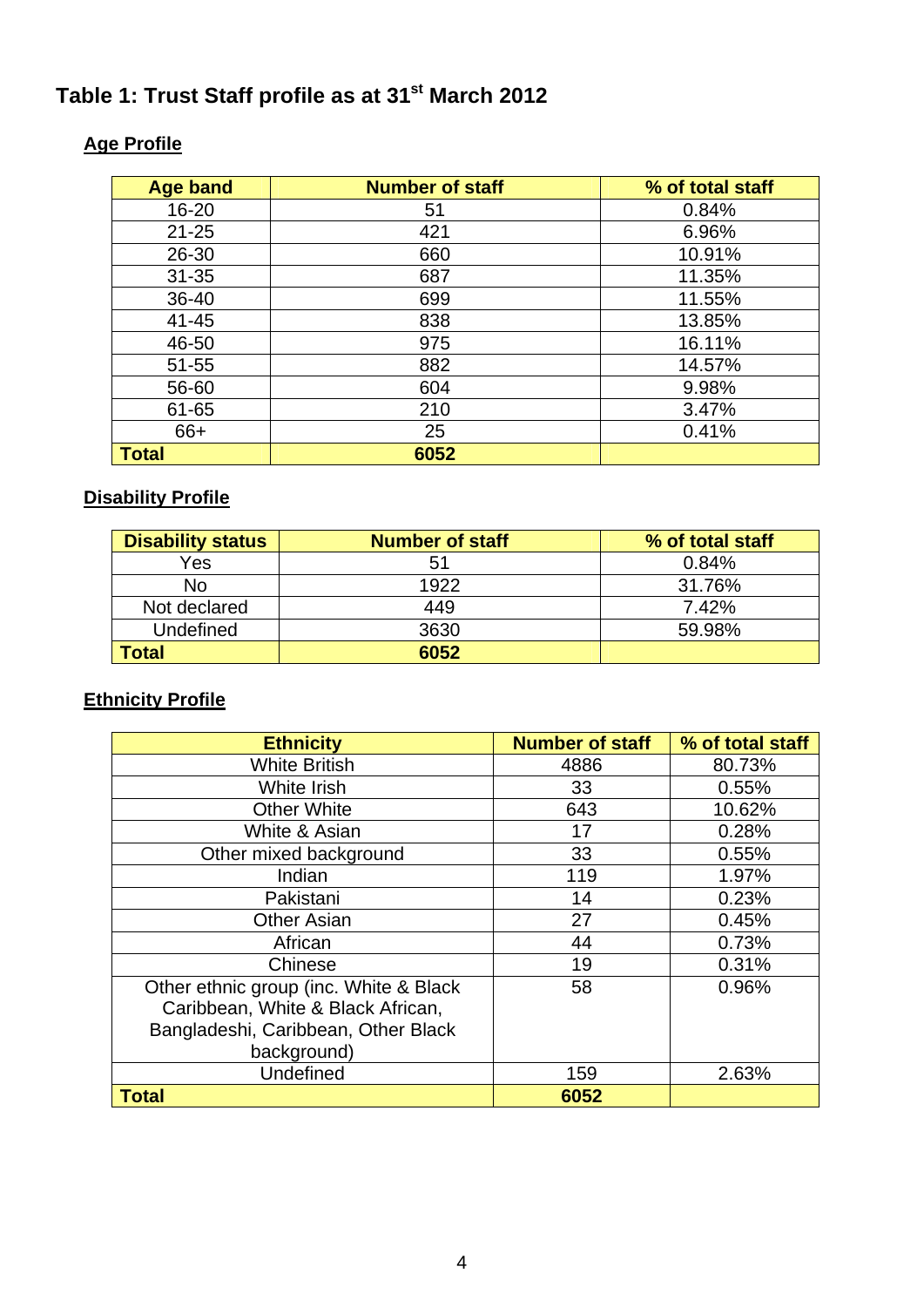# Table 1: Trust Staff profile as at 31st March 2012

## Age Profile

| Age band | Number of staff | % of total staff |
|---|---|---|
| 16-20 | 51 | 0.84% |
| 21-25 | 421 | 6.96% |
| 26-30 | 660 | 10.91% |
| 31-35 | 687 | 11.35% |
| 36-40 | 699 | 11.55% |
| 41-45 | 838 | 13.85% |
| 46-50 | 975 | 16.11% |
| 51-55 | 882 | 14.57% |
| 56-60 | 604 | 9.98% |
| 61-65 | 210 | 3.47% |
| 66+ | 25 | 0.41% |
| **Total** | **6052** | |

## Disability Profile

| Disability status | Number of staff | % of total staff |
|---|---|---|
| Yes | 51 | 0.84% |
| No | 1922 | 31.76% |
| Not declared | 449 | 7.42% |
| Undefined | 3630 | 59.98% |
| **Total** | **6052** | |

## Ethnicity Profile

| Ethnicity | Number of staff | % of total staff |
|---|---|---|
| White British | 4886 | 80.73% |
| White Irish | 33 | 0.55% |
| Other White | 643 | 10.62% |
| White & Asian | 17 | 0.28% |
| Other mixed background | 33 | 0.55% |
| Indian | 119 | 1.97% |
| Pakistani | 14 | 0.23% |
| Other Asian | 27 | 0.45% |
| African | 44 | 0.73% |
| Chinese | 19 | 0.31% |
| Other ethnic group (inc. White & Black Caribbean, White & Black African, Bangladeshi, Caribbean, Other Black background) | 58 | 0.96% |
| Undefined | 159 | 2.63% |
| **Total** | **6052** | |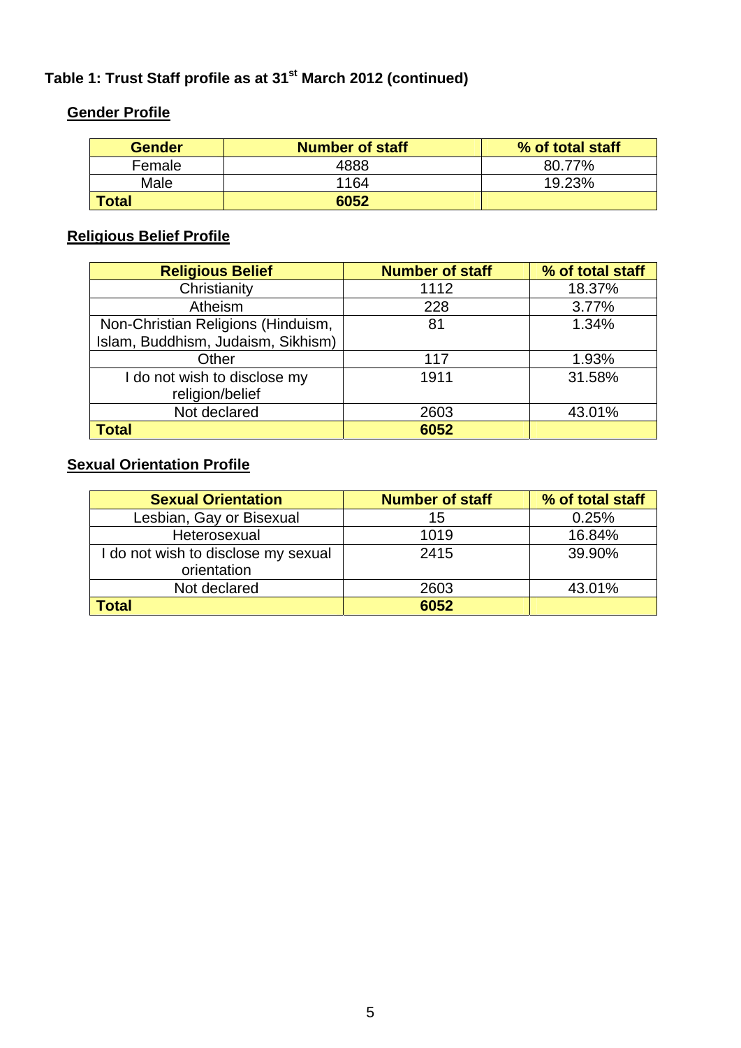## Table 1: Trust Staff profile as at 31st March 2012 (continued)

### Gender Profile

| Gender | Number of staff | % of total staff |
|---|---|---|
| Female | 4888 | 80.77% |
| Male | 1164 | 19.23% |
| **Total** | **6052** | |

### Religious Belief Profile

| Religious Belief | Number of staff | % of total staff |
|---|---|---|
| Christianity | 1112 | 18.37% |
| Atheism | 228 | 3.77% |
| Non-Christian Religions (Hinduism, Islam, Buddhism, Judaism, Sikhism) | 81 | 1.34% |
| Other | 117 | 1.93% |
| I do not wish to disclose my religion/belief | 1911 | 31.58% |
| Not declared | 2603 | 43.01% |
| **Total** | **6052** | |

### Sexual Orientation Profile

| Sexual Orientation | Number of staff | % of total staff |
|---|---|---|
| Lesbian, Gay or Bisexual | 15 | 0.25% |
| Heterosexual | 1019 | 16.84% |
| I do not wish to disclose my sexual orientation | 2415 | 39.90% |
| Not declared | 2603 | 43.01% |
| **Total** | **6052** | |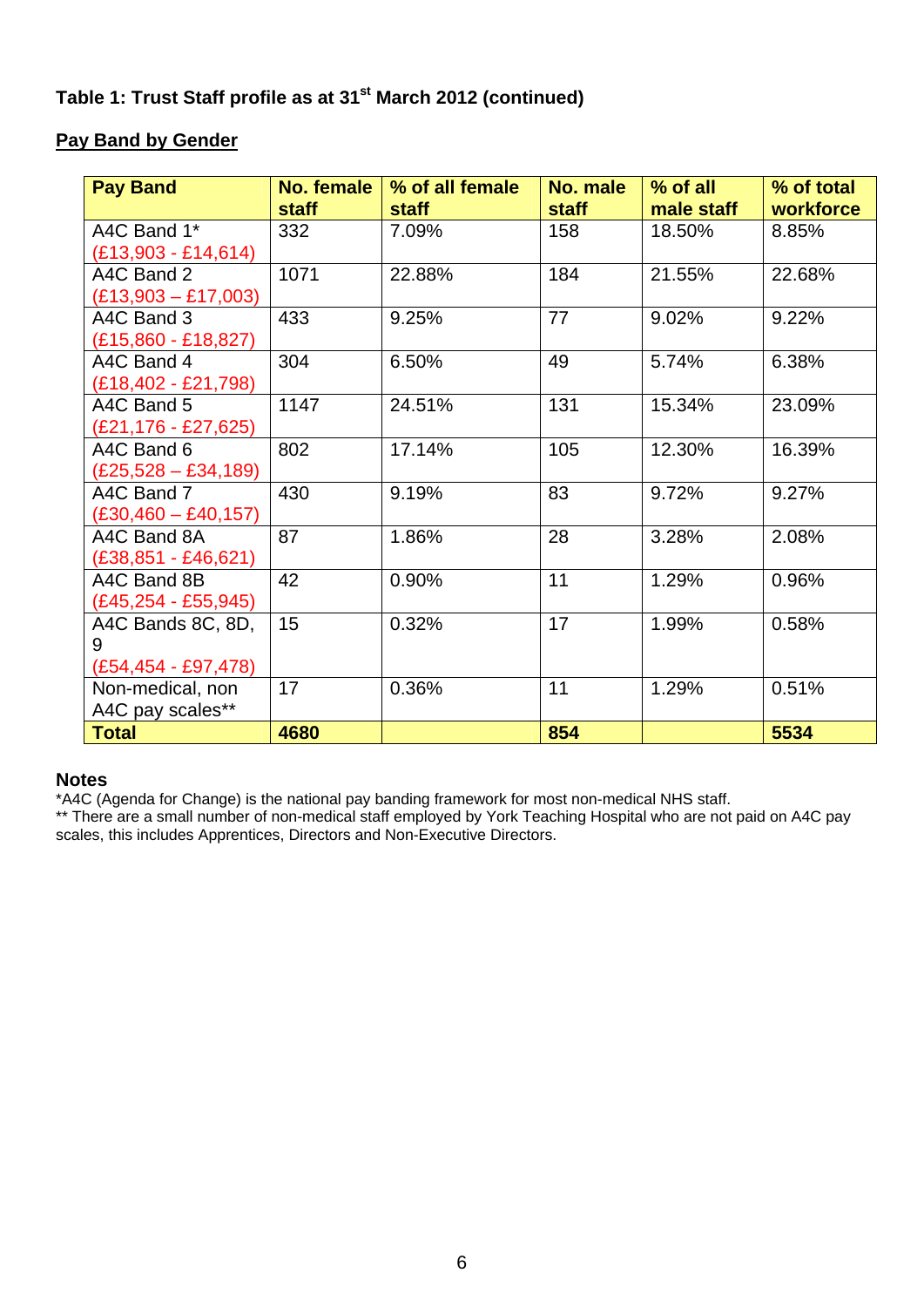### Table 1: Trust Staff profile as at 31st March 2012 (continued)

**Pay Band by Gender**

| Pay Band | No. female staff | % of all female staff | No. male staff | % of all male staff | % of total workforce |
|---|---|---|---|---|---|
| A4C Band 1* (£13,903 - £14,614) | 332 | 7.09% | 158 | 18.50% | 8.85% |
| A4C Band 2 (£13,903 – £17,003) | 1071 | 22.88% | 184 | 21.55% | 22.68% |
| A4C Band 3 (£15,860 - £18,827) | 433 | 9.25% | 77 | 9.02% | 9.22% |
| A4C Band 4 (£18,402 - £21,798) | 304 | 6.50% | 49 | 5.74% | 6.38% |
| A4C Band 5 (£21,176 - £27,625) | 1147 | 24.51% | 131 | 15.34% | 23.09% |
| A4C Band 6 (£25,528 – £34,189) | 802 | 17.14% | 105 | 12.30% | 16.39% |
| A4C Band 7 (£30,460 – £40,157) | 430 | 9.19% | 83 | 9.72% | 9.27% |
| A4C Band 8A (£38,851 - £46,621) | 87 | 1.86% | 28 | 3.28% | 2.08% |
| A4C Band 8B (£45,254 - £55,945) | 42 | 0.90% | 11 | 1.29% | 0.96% |
| A4C Bands 8C, 8D, 9 (£54,454 - £97,478) | 15 | 0.32% | 17 | 1.99% | 0.58% |
| Non-medical, non A4C pay scales** | 17 | 0.36% | 11 | 1.29% | 0.51% |
| **Total** | **4680** | | **854** | | **5534** |

**Notes**

*A4C (Agenda for Change) is the national pay banding framework for most non-medical NHS staff.

** There are a small number of non-medical staff employed by York Teaching Hospital who are not paid on A4C pay scales, this includes Apprentices, Directors and Non-Executive Directors.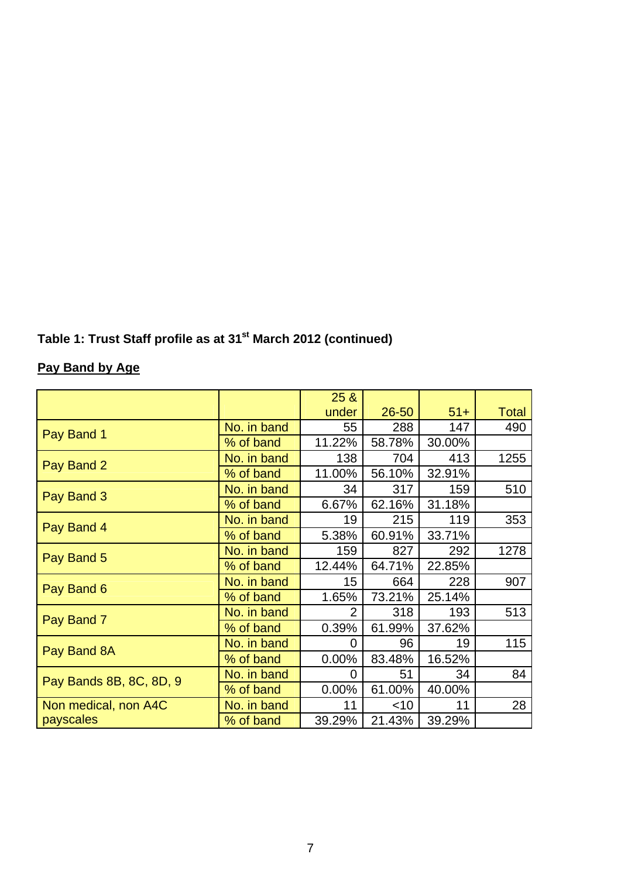**Table 1: Trust Staff profile as at 31st March 2012 (continued)**

**Pay Band by Age**

| | | 25 & under | 26-50 | 51+ | Total |
|---|---|---|---|---|---|
| Pay Band 1 | No. in band | 55 | 288 | 147 | 490 |
| | % of band | 11.22% | 58.78% | 30.00% | |
| Pay Band 2 | No. in band | 138 | 704 | 413 | 1255 |
| | % of band | 11.00% | 56.10% | 32.91% | |
| Pay Band 3 | No. in band | 34 | 317 | 159 | 510 |
| | % of band | 6.67% | 62.16% | 31.18% | |
| Pay Band 4 | No. in band | 19 | 215 | 119 | 353 |
| | % of band | 5.38% | 60.91% | 33.71% | |
| Pay Band 5 | No. in band | 159 | 827 | 292 | 1278 |
| | % of band | 12.44% | 64.71% | 22.85% | |
| Pay Band 6 | No. in band | 15 | 664 | 228 | 907 |
| | % of band | 1.65% | 73.21% | 25.14% | |
| Pay Band 7 | No. in band | 2 | 318 | 193 | 513 |
| | % of band | 0.39% | 61.99% | 37.62% | |
| Pay Band 8A | No. in band | 0 | 96 | 19 | 115 |
| | % of band | 0.00% | 83.48% | 16.52% | |
| Pay Bands 8B, 8C, 8D, 9 | No. in band | 0 | 51 | 34 | 84 |
| | % of band | 0.00% | 61.00% | 40.00% | |
| Non medical, non A4C payscales | No. in band | 11 | <10 | 11 | 28 |
| | % of band | 39.29% | 21.43% | 39.29% | |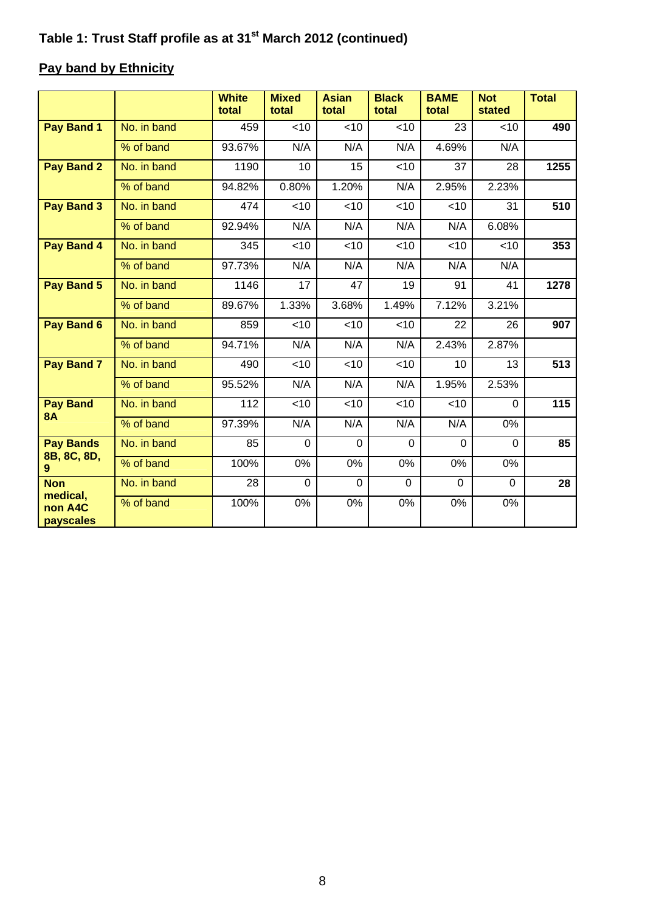# Table 1: Trust Staff profile as at 31st March 2012 (continued)

## Pay band by Ethnicity

| | | White total | Mixed total | Asian total | Black total | BAME total | Not stated | Total |
|---|---|---|---|---|---|---|---|---|
| **Pay Band 1** | No. in band | 459 | <10 | <10 | <10 | 23 | <10 | **490** |
| | % of band | 93.67% | N/A | N/A | N/A | 4.69% | N/A | |
| **Pay Band 2** | No. in band | 1190 | 10 | 15 | <10 | 37 | 28 | **1255** |
| | % of band | 94.82% | 0.80% | 1.20% | N/A | 2.95% | 2.23% | |
| **Pay Band 3** | No. in band | 474 | <10 | <10 | <10 | <10 | 31 | **510** |
| | % of band | 92.94% | N/A | N/A | N/A | N/A | 6.08% | |
| **Pay Band 4** | No. in band | 345 | <10 | <10 | <10 | <10 | <10 | **353** |
| | % of band | 97.73% | N/A | N/A | N/A | N/A | N/A | |
| **Pay Band 5** | No. in band | 1146 | 17 | 47 | 19 | 91 | 41 | **1278** |
| | % of band | 89.67% | 1.33% | 3.68% | 1.49% | 7.12% | 3.21% | |
| **Pay Band 6** | No. in band | 859 | <10 | <10 | <10 | 22 | 26 | **907** |
| | % of band | 94.71% | N/A | N/A | N/A | 2.43% | 2.87% | |
| **Pay Band 7** | No. in band | 490 | <10 | <10 | <10 | 10 | 13 | **513** |
| | % of band | 95.52% | N/A | N/A | N/A | 1.95% | 2.53% | |
| **Pay Band 8A** | No. in band | 112 | <10 | <10 | <10 | <10 | 0 | **115** |
| | % of band | 97.39% | N/A | N/A | N/A | N/A | 0% | |
| **Pay Bands 8B, 8C, 8D, 9** | No. in band | 85 | 0 | 0 | 0 | 0 | 0 | **85** |
| | % of band | 100% | 0% | 0% | 0% | 0% | 0% | |
| **Non medical, non A4C payscales** | No. in band | 28 | 0 | 0 | 0 | 0 | 0 | **28** |
| | % of band | 100% | 0% | 0% | 0% | 0% | 0% | |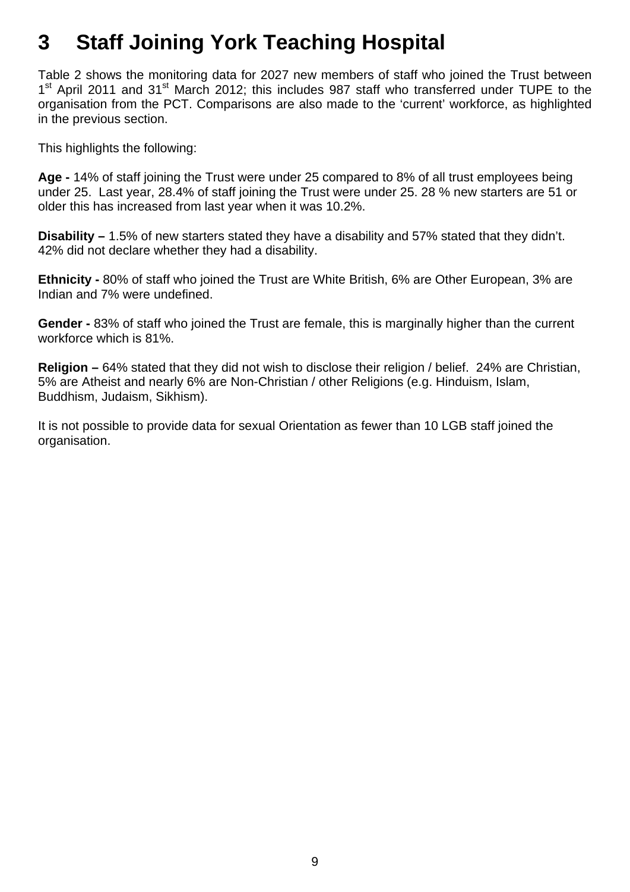# 3 Staff Joining York Teaching Hospital

Table 2 shows the monitoring data for 2027 new members of staff who joined the Trust between 1st April 2011 and 31st March 2012; this includes 987 staff who transferred under TUPE to the organisation from the PCT. Comparisons are also made to the 'current' workforce, as highlighted in the previous section.

This highlights the following:

**Age -** 14% of staff joining the Trust were under 25 compared to 8% of all trust employees being under 25. Last year, 28.4% of staff joining the Trust were under 25. 28 % new starters are 51 or older this has increased from last year when it was 10.2%.

**Disability –** 1.5% of new starters stated they have a disability and 57% stated that they didn't. 42% did not declare whether they had a disability.

**Ethnicity -** 80% of staff who joined the Trust are White British, 6% are Other European, 3% are Indian and 7% were undefined.

**Gender -** 83% of staff who joined the Trust are female, this is marginally higher than the current workforce which is 81%.

**Religion –** 64% stated that they did not wish to disclose their religion / belief. 24% are Christian, 5% are Atheist and nearly 6% are Non-Christian / other Religions (e.g. Hinduism, Islam, Buddhism, Judaism, Sikhism).

It is not possible to provide data for sexual Orientation as fewer than 10 LGB staff joined the organisation.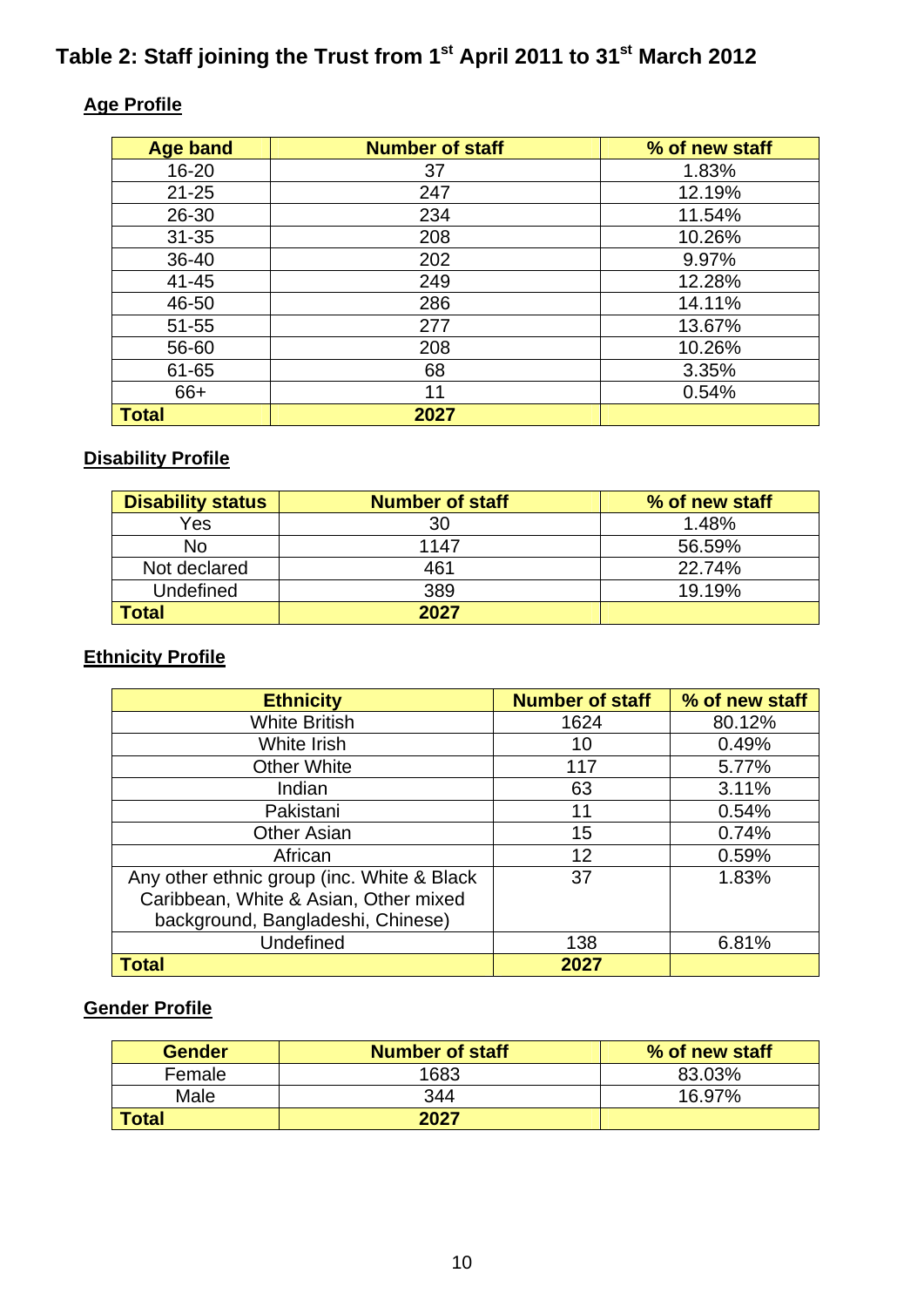# Table 2: Staff joining the Trust from 1st April 2011 to 31st March 2012

## Age Profile

| Age band | Number of staff | % of new staff |
|---|---|---|
| 16-20 | 37 | 1.83% |
| 21-25 | 247 | 12.19% |
| 26-30 | 234 | 11.54% |
| 31-35 | 208 | 10.26% |
| 36-40 | 202 | 9.97% |
| 41-45 | 249 | 12.28% |
| 46-50 | 286 | 14.11% |
| 51-55 | 277 | 13.67% |
| 56-60 | 208 | 10.26% |
| 61-65 | 68 | 3.35% |
| 66+ | 11 | 0.54% |
| **Total** | **2027** | |

## Disability Profile

| Disability status | Number of staff | % of new staff |
|---|---|---|
| Yes | 30 | 1.48% |
| No | 1147 | 56.59% |
| Not declared | 461 | 22.74% |
| Undefined | 389 | 19.19% |
| **Total** | **2027** | |

## Ethnicity Profile

| Ethnicity | Number of staff | % of new staff |
|---|---|---|
| White British | 1624 | 80.12% |
| White Irish | 10 | 0.49% |
| Other White | 117 | 5.77% |
| Indian | 63 | 3.11% |
| Pakistani | 11 | 0.54% |
| Other Asian | 15 | 0.74% |
| African | 12 | 0.59% |
| Any other ethnic group (inc. White & Black Caribbean, White & Asian, Other mixed background, Bangladeshi, Chinese) | 37 | 1.83% |
| Undefined | 138 | 6.81% |
| **Total** | **2027** | |

## Gender Profile

| Gender | Number of staff | % of new staff |
|---|---|---|
| Female | 1683 | 83.03% |
| Male | 344 | 16.97% |
| **Total** | **2027** | |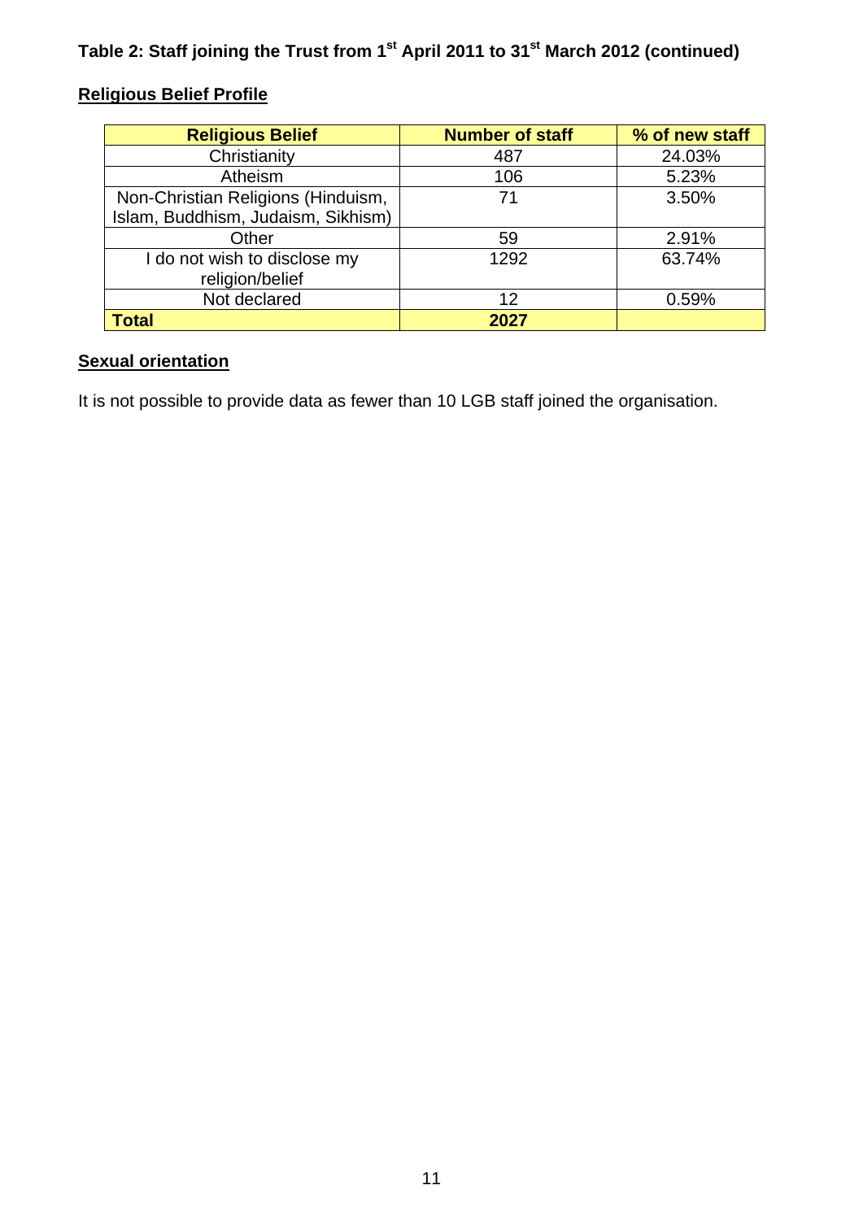**Table 2: Staff joining the Trust from 1st April 2011 to 31st March 2012 (continued)**

**Religious Belief Profile**

| Religious Belief | Number of staff | % of new staff |
|---|---|---|
| Christianity | 487 | 24.03% |
| Atheism | 106 | 5.23% |
| Non-Christian Religions (Hinduism, Islam, Buddhism, Judaism, Sikhism) | 71 | 3.50% |
| Other | 59 | 2.91% |
| I do not wish to disclose my religion/belief | 1292 | 63.74% |
| Not declared | 12 | 0.59% |
| **Total** | **2027** | |

**Sexual orientation**

It is not possible to provide data as fewer than 10 LGB staff joined the organisation.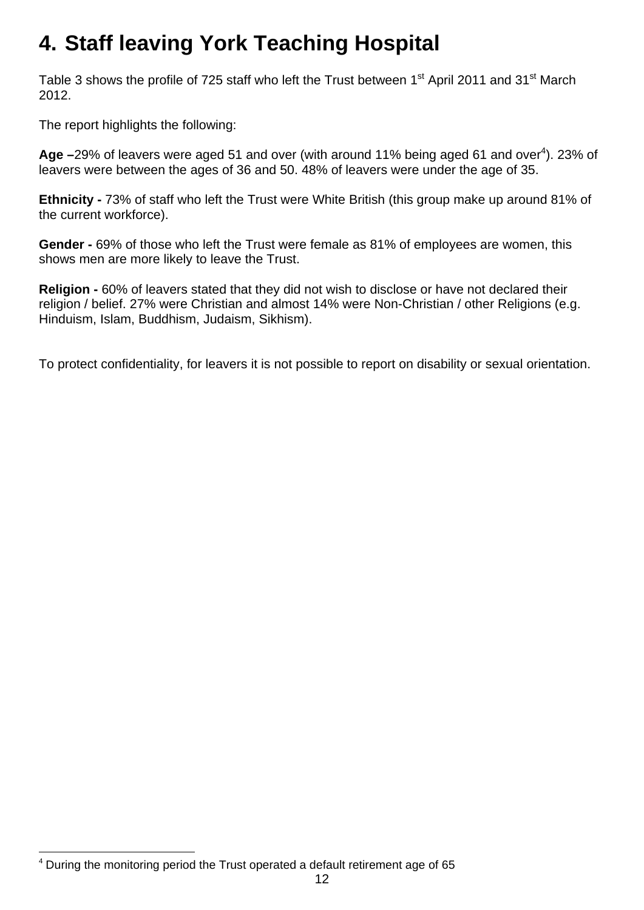# 4. Staff leaving York Teaching Hospital

Table 3 shows the profile of 725 staff who left the Trust between 1st April 2011 and 31st March 2012.

The report highlights the following:

**Age –**29% of leavers were aged 51 and over (with around 11% being aged 61 and over[4]). 23% of leavers were between the ages of 36 and 50. 48% of leavers were under the age of 35.

**Ethnicity -** 73% of staff who left the Trust were White British (this group make up around 81% of the current workforce).

**Gender -** 69% of those who left the Trust were female as 81% of employees are women, this shows men are more likely to leave the Trust.

**Religion -** 60% of leavers stated that they did not wish to disclose or have not declared their religion / belief. 27% were Christian and almost 14% were Non-Christian / other Religions (e.g. Hinduism, Islam, Buddhism, Judaism, Sikhism).

To protect confidentiality, for leavers it is not possible to report on disability or sexual orientation.

[4] During the monitoring period the Trust operated a default retirement age of 65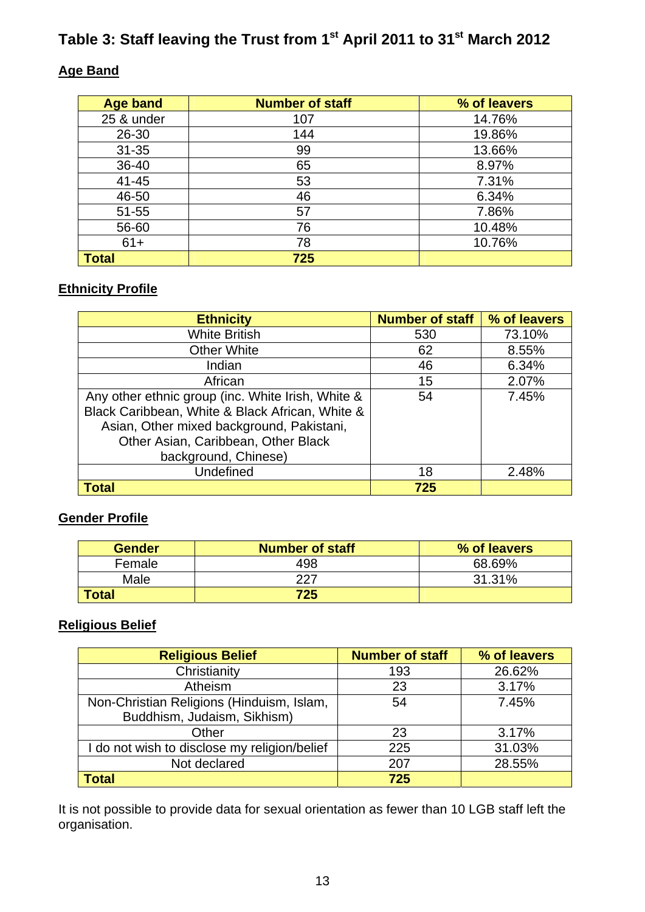# Table 3: Staff leaving the Trust from 1st April 2011 to 31st March 2012

## Age Band

| Age band | Number of staff | % of leavers |
|---|---|---|
| 25 & under | 107 | 14.76% |
| 26-30 | 144 | 19.86% |
| 31-35 | 99 | 13.66% |
| 36-40 | 65 | 8.97% |
| 41-45 | 53 | 7.31% |
| 46-50 | 46 | 6.34% |
| 51-55 | 57 | 7.86% |
| 56-60 | 76 | 10.48% |
| 61+ | 78 | 10.76% |
| **Total** | **725** | |

## Ethnicity Profile

| Ethnicity | Number of staff | % of leavers |
|---|---|---|
| White British | 530 | 73.10% |
| Other White | 62 | 8.55% |
| Indian | 46 | 6.34% |
| African | 15 | 2.07% |
| Any other ethnic group (inc. White Irish, White & Black Caribbean, White & Black African, White & Asian, Other mixed background, Pakistani, Other Asian, Caribbean, Other Black background, Chinese) | 54 | 7.45% |
| Undefined | 18 | 2.48% |
| **Total** | **725** | |

## Gender Profile

| Gender | Number of staff | % of leavers |
|---|---|---|
| Female | 498 | 68.69% |
| Male | 227 | 31.31% |
| **Total** | **725** | |

## Religious Belief

| Religious Belief | Number of staff | % of leavers |
|---|---|---|
| Christianity | 193 | 26.62% |
| Atheism | 23 | 3.17% |
| Non-Christian Religions (Hinduism, Islam, Buddhism, Judaism, Sikhism) | 54 | 7.45% |
| Other | 23 | 3.17% |
| I do not wish to disclose my religion/belief | 225 | 31.03% |
| Not declared | 207 | 28.55% |
| **Total** | **725** | |

It is not possible to provide data for sexual orientation as fewer than 10 LGB staff left the organisation.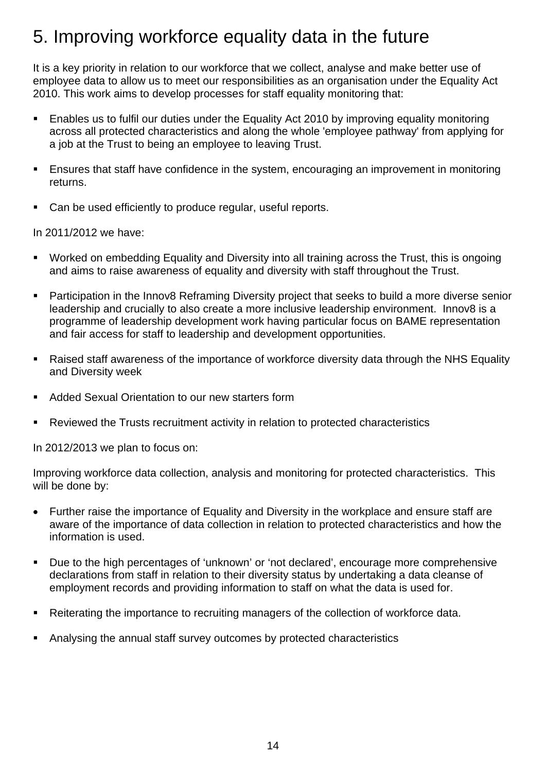# 5. Improving workforce equality data in the future

It is a key priority in relation to our workforce that we collect, analyse and make better use of employee data to allow us to meet our responsibilities as an organisation under the Equality Act 2010. This work aims to develop processes for staff equality monitoring that:

- Enables us to fulfil our duties under the Equality Act 2010 by improving equality monitoring across all protected characteristics and along the whole 'employee pathway' from applying for a job at the Trust to being an employee to leaving Trust.
- Ensures that staff have confidence in the system, encouraging an improvement in monitoring returns.
- Can be used efficiently to produce regular, useful reports.

In 2011/2012 we have:

- Worked on embedding Equality and Diversity into all training across the Trust, this is ongoing and aims to raise awareness of equality and diversity with staff throughout the Trust.
- Participation in the Innov8 Reframing Diversity project that seeks to build a more diverse senior leadership and crucially to also create a more inclusive leadership environment. Innov8 is a programme of leadership development work having particular focus on BAME representation and fair access for staff to leadership and development opportunities.
- Raised staff awareness of the importance of workforce diversity data through the NHS Equality and Diversity week
- Added Sexual Orientation to our new starters form
- Reviewed the Trusts recruitment activity in relation to protected characteristics

In 2012/2013 we plan to focus on:

Improving workforce data collection, analysis and monitoring for protected characteristics. This will be done by:

- Further raise the importance of Equality and Diversity in the workplace and ensure staff are aware of the importance of data collection in relation to protected characteristics and how the information is used.
- Due to the high percentages of 'unknown' or 'not declared', encourage more comprehensive declarations from staff in relation to their diversity status by undertaking a data cleanse of employment records and providing information to staff on what the data is used for.
- Reiterating the importance to recruiting managers of the collection of workforce data.
- Analysing the annual staff survey outcomes by protected characteristics